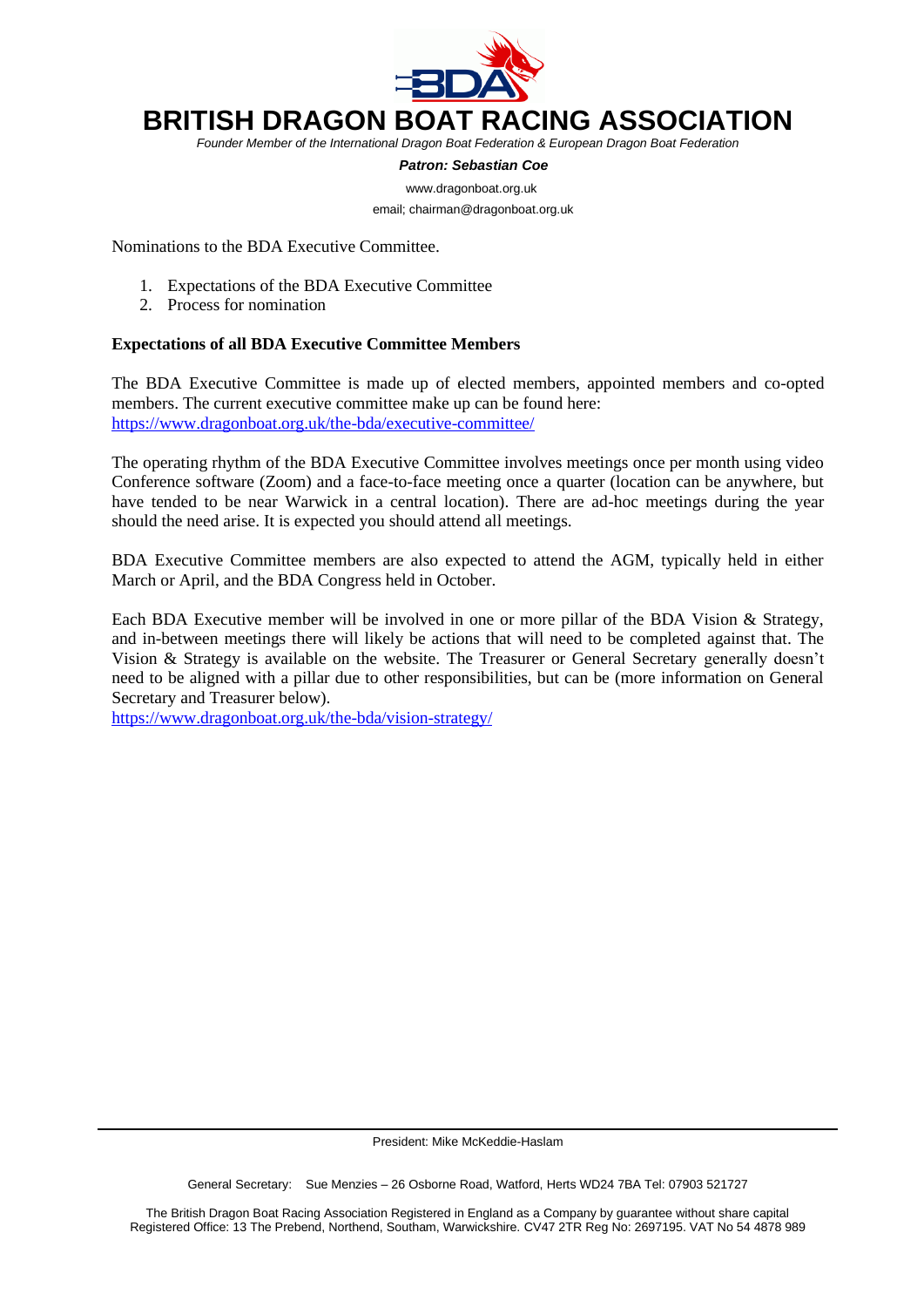# BRITISH DRAGON BOAT RACING ASSOCIATION

*Founder Member of the International Dragon Boat Federation & European Dragon Boat Federation*

***Patron: Sebastian Coe***

www.dragonboat.org.uk

email; chairman@dragonboat.org.uk

Nominations to the BDA Executive Committee.

1. Expectations of the BDA Executive Committee
2. Process for nomination

**Expectations of all BDA Executive Committee Members**

The BDA Executive Committee is made up of elected members, appointed members and co-opted members. The current executive committee make up can be found here:
https://www.dragonboat.org.uk/the-bda/executive-committee/

The operating rhythm of the BDA Executive Committee involves meetings once per month using video Conference software (Zoom) and a face-to-face meeting once a quarter (location can be anywhere, but have tended to be near Warwick in a central location). There are ad-hoc meetings during the year should the need arise. It is expected you should attend all meetings.

BDA Executive Committee members are also expected to attend the AGM, typically held in either March or April, and the BDA Congress held in October.

Each BDA Executive member will be involved in one or more pillar of the BDA Vision & Strategy, and in-between meetings there will likely be actions that will need to be completed against that. The Vision & Strategy is available on the website. The Treasurer or General Secretary generally doesn't need to be aligned with a pillar due to other responsibilities, but can be (more information on General Secretary and Treasurer below).
https://www.dragonboat.org.uk/the-bda/vision-strategy/

President: Mike McKeddie-Haslam

General Secretary: Sue Menzies – 26 Osborne Road, Watford, Herts WD24 7BA Tel: 07903 521727

The British Dragon Boat Racing Association Registered in England as a Company by guarantee without share capital
Registered Office: 13 The Prebend, Northend, Southam, Warwickshire. CV47 2TR Reg No: 2697195. VAT No 54 4878 989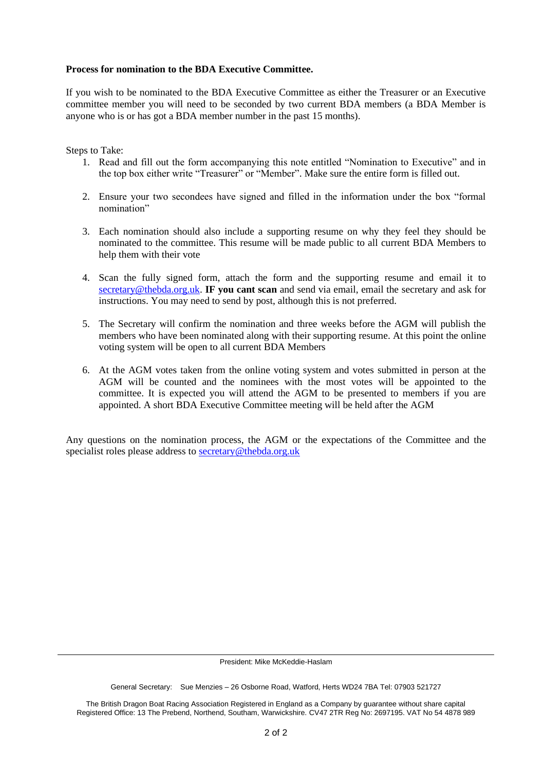**Process for nomination to the BDA Executive Committee.**

If you wish to be nominated to the BDA Executive Committee as either the Treasurer or an Executive committee member you will need to be seconded by two current BDA members (a BDA Member is anyone who is or has got a BDA member number in the past 15 months).

Steps to Take:

1. Read and fill out the form accompanying this note entitled "Nomination to Executive" and in the top box either write "Treasurer" or "Member". Make sure the entire form is filled out.

2. Ensure your two secondees have signed and filled in the information under the box "formal nomination"

3. Each nomination should also include a supporting resume on why they feel they should be nominated to the committee. This resume will be made public to all current BDA Members to help them with their vote

4. Scan the fully signed form, attach the form and the supporting resume and email it to secretary@thebda.org.uk. **IF you cant scan** and send via email, email the secretary and ask for instructions. You may need to send by post, although this is not preferred.

5. The Secretary will confirm the nomination and three weeks before the AGM will publish the members who have been nominated along with their supporting resume. At this point the online voting system will be open to all current BDA Members

6. At the AGM votes taken from the online voting system and votes submitted in person at the AGM will be counted and the nominees with the most votes will be appointed to the committee. It is expected you will attend the AGM to be presented to members if you are appointed. A short BDA Executive Committee meeting will be held after the AGM

Any questions on the nomination process, the AGM or the expectations of the Committee and the specialist roles please address to secretary@thebda.org.uk

President: Mike McKeddie-Haslam

General Secretary: Sue Menzies – 26 Osborne Road, Watford, Herts WD24 7BA Tel: 07903 521727

The British Dragon Boat Racing Association Registered in England as a Company by guarantee without share capital
Registered Office: 13 The Prebend, Northend, Southam, Warwickshire. CV47 2TR Reg No: 2697195. VAT No 54 4878 989